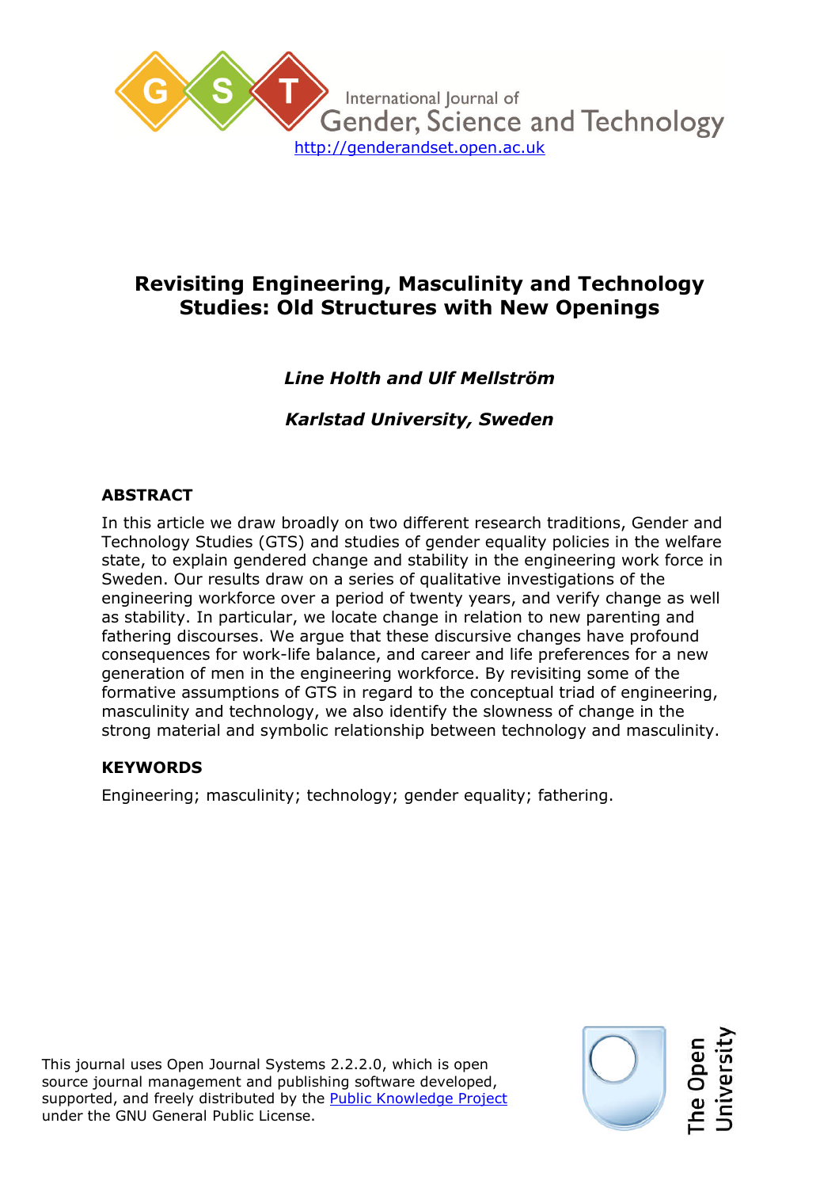International Journal of Gender, Science and Technology

http://genderandset.open.ac.uk

# Revisiting Engineering, Masculinity and Technology Studies: Old Structures with New Openings

***Line Holth and Ulf Mellström***

***Karlstad University, Sweden***

## ABSTRACT

In this article we draw broadly on two different research traditions, Gender and Technology Studies (GTS) and studies of gender equality policies in the welfare state, to explain gendered change and stability in the engineering work force in Sweden. Our results draw on a series of qualitative investigations of the engineering workforce over a period of twenty years, and verify change as well as stability. In particular, we locate change in relation to new parenting and fathering discourses. We argue that these discursive changes have profound consequences for work-life balance, and career and life preferences for a new generation of men in the engineering workforce. By revisiting some of the formative assumptions of GTS in regard to the conceptual triad of engineering, masculinity and technology, we also identify the slowness of change in the strong material and symbolic relationship between technology and masculinity.

## KEYWORDS

Engineering; masculinity; technology; gender equality; fathering.

This journal uses Open Journal Systems 2.2.2.0, which is open source journal management and publishing software developed, supported, and freely distributed by the Public Knowledge Project under the GNU General Public License.

The Open University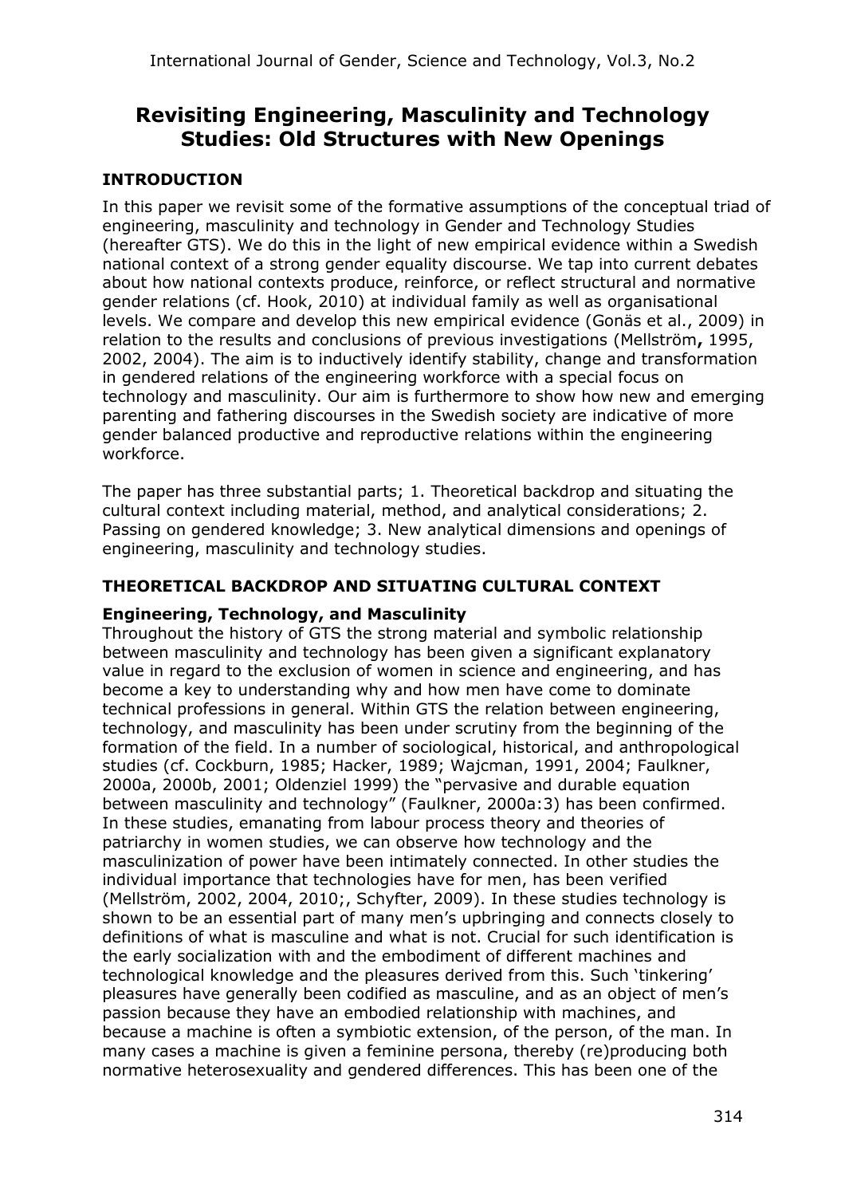# Revisiting Engineering, Masculinity and Technology Studies: Old Structures with New Openings

## INTRODUCTION

In this paper we revisit some of the formative assumptions of the conceptual triad of engineering, masculinity and technology in Gender and Technology Studies (hereafter GTS). We do this in the light of new empirical evidence within a Swedish national context of a strong gender equality discourse. We tap into current debates about how national contexts produce, reinforce, or reflect structural and normative gender relations (cf. Hook, 2010) at individual family as well as organisational levels. We compare and develop this new empirical evidence (Gonäs et al., 2009) in relation to the results and conclusions of previous investigations (Mellström**,** 1995, 2002, 2004). The aim is to inductively identify stability, change and transformation in gendered relations of the engineering workforce with a special focus on technology and masculinity. Our aim is furthermore to show how new and emerging parenting and fathering discourses in the Swedish society are indicative of more gender balanced productive and reproductive relations within the engineering workforce.

The paper has three substantial parts; 1. Theoretical backdrop and situating the cultural context including material, method, and analytical considerations; 2. Passing on gendered knowledge; 3. New analytical dimensions and openings of engineering, masculinity and technology studies.

## THEORETICAL BACKDROP AND SITUATING CULTURAL CONTEXT

### Engineering, Technology, and Masculinity

Throughout the history of GTS the strong material and symbolic relationship between masculinity and technology has been given a significant explanatory value in regard to the exclusion of women in science and engineering, and has become a key to understanding why and how men have come to dominate technical professions in general. Within GTS the relation between engineering, technology, and masculinity has been under scrutiny from the beginning of the formation of the field. In a number of sociological, historical, and anthropological studies (cf. Cockburn, 1985; Hacker, 1989; Wajcman, 1991, 2004; Faulkner, 2000a, 2000b, 2001; Oldenziel 1999) the "pervasive and durable equation between masculinity and technology" (Faulkner, 2000a:3) has been confirmed. In these studies, emanating from labour process theory and theories of patriarchy in women studies, we can observe how technology and the masculinization of power have been intimately connected. In other studies the individual importance that technologies have for men, has been verified (Mellström, 2002, 2004, 2010;, Schyfter, 2009). In these studies technology is shown to be an essential part of many men's upbringing and connects closely to definitions of what is masculine and what is not. Crucial for such identification is the early socialization with and the embodiment of different machines and technological knowledge and the pleasures derived from this. Such 'tinkering' pleasures have generally been codified as masculine, and as an object of men's passion because they have an embodied relationship with machines, and because a machine is often a symbiotic extension, of the person, of the man. In many cases a machine is given a feminine persona, thereby (re)producing both normative heterosexuality and gendered differences. This has been one of the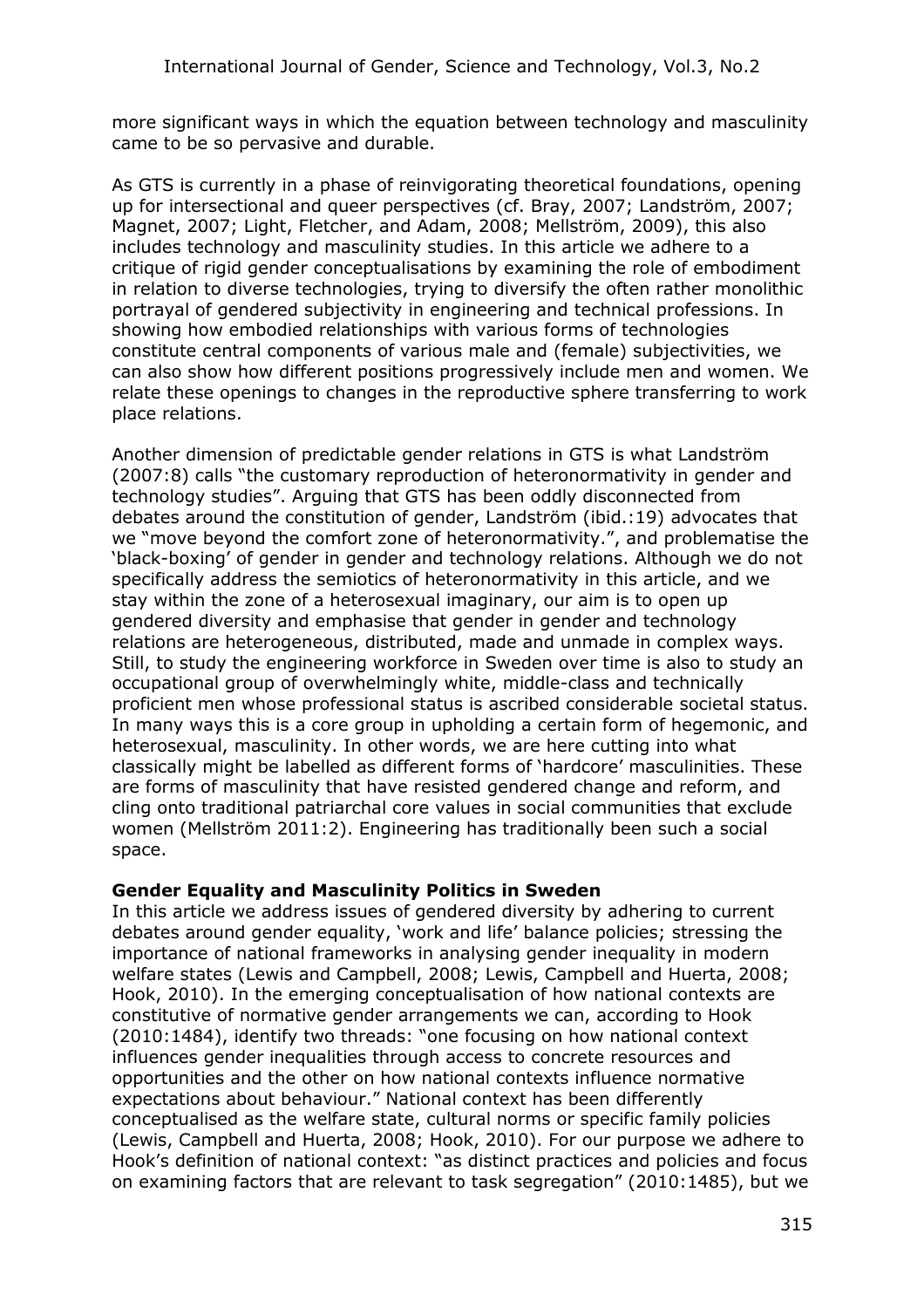more significant ways in which the equation between technology and masculinity came to be so pervasive and durable.

As GTS is currently in a phase of reinvigorating theoretical foundations, opening up for intersectional and queer perspectives (cf. Bray, 2007; Landström, 2007; Magnet, 2007; Light, Fletcher, and Adam, 2008; Mellström, 2009), this also includes technology and masculinity studies. In this article we adhere to a critique of rigid gender conceptualisations by examining the role of embodiment in relation to diverse technologies, trying to diversify the often rather monolithic portrayal of gendered subjectivity in engineering and technical professions. In showing how embodied relationships with various forms of technologies constitute central components of various male and (female) subjectivities, we can also show how different positions progressively include men and women. We relate these openings to changes in the reproductive sphere transferring to work place relations.

Another dimension of predictable gender relations in GTS is what Landström (2007:8) calls "the customary reproduction of heteronormativity in gender and technology studies". Arguing that GTS has been oddly disconnected from debates around the constitution of gender, Landström (ibid.:19) advocates that we "move beyond the comfort zone of heteronormativity.", and problematise the 'black-boxing' of gender in gender and technology relations. Although we do not specifically address the semiotics of heteronormativity in this article, and we stay within the zone of a heterosexual imaginary, our aim is to open up gendered diversity and emphasise that gender in gender and technology relations are heterogeneous, distributed, made and unmade in complex ways. Still, to study the engineering workforce in Sweden over time is also to study an occupational group of overwhelmingly white, middle-class and technically proficient men whose professional status is ascribed considerable societal status. In many ways this is a core group in upholding a certain form of hegemonic, and heterosexual, masculinity. In other words, we are here cutting into what classically might be labelled as different forms of 'hardcore' masculinities. These are forms of masculinity that have resisted gendered change and reform, and cling onto traditional patriarchal core values in social communities that exclude women (Mellström 2011:2). Engineering has traditionally been such a social space.

**Gender Equality and Masculinity Politics in Sweden**

In this article we address issues of gendered diversity by adhering to current debates around gender equality, 'work and life' balance policies; stressing the importance of national frameworks in analysing gender inequality in modern welfare states (Lewis and Campbell, 2008; Lewis, Campbell and Huerta, 2008; Hook, 2010). In the emerging conceptualisation of how national contexts are constitutive of normative gender arrangements we can, according to Hook (2010:1484), identify two threads: "one focusing on how national context influences gender inequalities through access to concrete resources and opportunities and the other on how national contexts influence normative expectations about behaviour." National context has been differently conceptualised as the welfare state, cultural norms or specific family policies (Lewis, Campbell and Huerta, 2008; Hook, 2010). For our purpose we adhere to Hook's definition of national context: "as distinct practices and policies and focus on examining factors that are relevant to task segregation" (2010:1485), but we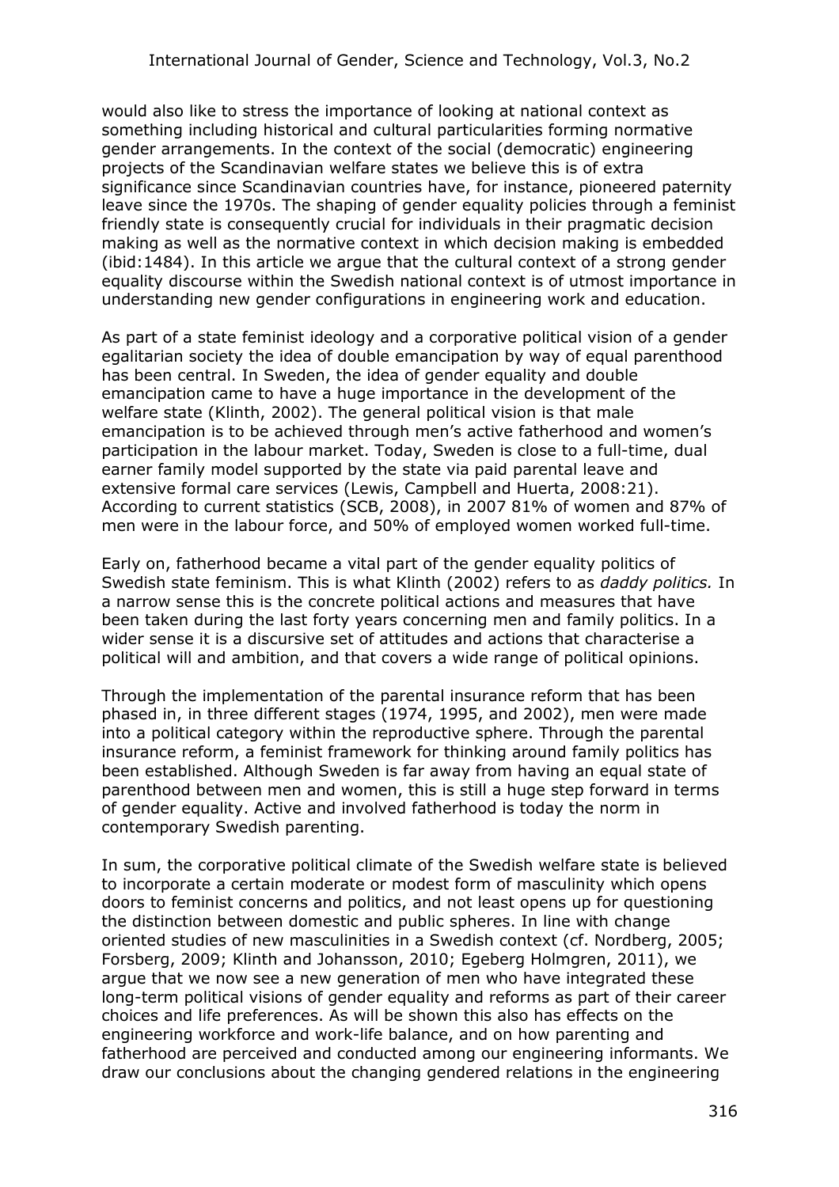would also like to stress the importance of looking at national context as something including historical and cultural particularities forming normative gender arrangements. In the context of the social (democratic) engineering projects of the Scandinavian welfare states we believe this is of extra significance since Scandinavian countries have, for instance, pioneered paternity leave since the 1970s. The shaping of gender equality policies through a feminist friendly state is consequently crucial for individuals in their pragmatic decision making as well as the normative context in which decision making is embedded (ibid:1484). In this article we argue that the cultural context of a strong gender equality discourse within the Swedish national context is of utmost importance in understanding new gender configurations in engineering work and education.

As part of a state feminist ideology and a corporative political vision of a gender egalitarian society the idea of double emancipation by way of equal parenthood has been central. In Sweden, the idea of gender equality and double emancipation came to have a huge importance in the development of the welfare state (Klinth, 2002). The general political vision is that male emancipation is to be achieved through men's active fatherhood and women's participation in the labour market. Today, Sweden is close to a full-time, dual earner family model supported by the state via paid parental leave and extensive formal care services (Lewis, Campbell and Huerta, 2008:21). According to current statistics (SCB, 2008), in 2007 81% of women and 87% of men were in the labour force, and 50% of employed women worked full-time.

Early on, fatherhood became a vital part of the gender equality politics of Swedish state feminism. This is what Klinth (2002) refers to as *daddy politics.* In a narrow sense this is the concrete political actions and measures that have been taken during the last forty years concerning men and family politics. In a wider sense it is a discursive set of attitudes and actions that characterise a political will and ambition, and that covers a wide range of political opinions.

Through the implementation of the parental insurance reform that has been phased in, in three different stages (1974, 1995, and 2002), men were made into a political category within the reproductive sphere. Through the parental insurance reform, a feminist framework for thinking around family politics has been established. Although Sweden is far away from having an equal state of parenthood between men and women, this is still a huge step forward in terms of gender equality. Active and involved fatherhood is today the norm in contemporary Swedish parenting.

In sum, the corporative political climate of the Swedish welfare state is believed to incorporate a certain moderate or modest form of masculinity which opens doors to feminist concerns and politics, and not least opens up for questioning the distinction between domestic and public spheres. In line with change oriented studies of new masculinities in a Swedish context (cf. Nordberg, 2005; Forsberg, 2009; Klinth and Johansson, 2010; Egeberg Holmgren, 2011), we argue that we now see a new generation of men who have integrated these long-term political visions of gender equality and reforms as part of their career choices and life preferences. As will be shown this also has effects on the engineering workforce and work-life balance, and on how parenting and fatherhood are perceived and conducted among our engineering informants. We draw our conclusions about the changing gendered relations in the engineering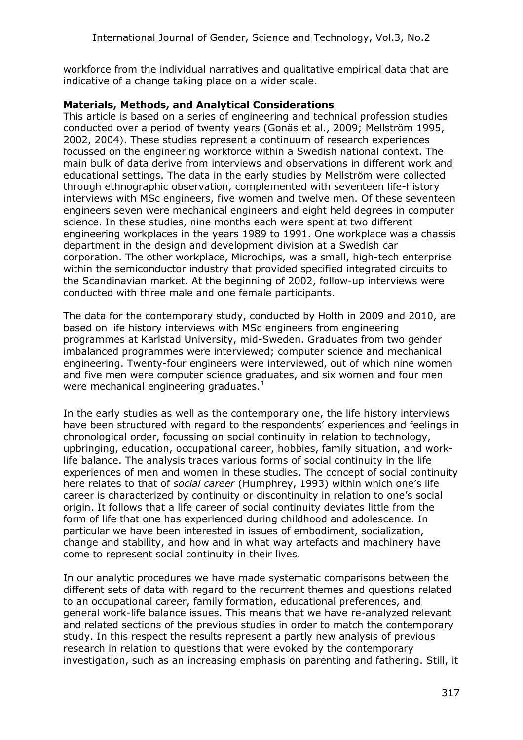workforce from the individual narratives and qualitative empirical data that are indicative of a change taking place on a wider scale.

**Materials, Methods, and Analytical Considerations**

This article is based on a series of engineering and technical profession studies conducted over a period of twenty years (Gonäs et al., 2009; Mellström 1995, 2002, 2004). These studies represent a continuum of research experiences focussed on the engineering workforce within a Swedish national context. The main bulk of data derive from interviews and observations in different work and educational settings. The data in the early studies by Mellström were collected through ethnographic observation, complemented with seventeen life-history interviews with MSc engineers, five women and twelve men. Of these seventeen engineers seven were mechanical engineers and eight held degrees in computer science. In these studies, nine months each were spent at two different engineering workplaces in the years 1989 to 1991. One workplace was a chassis department in the design and development division at a Swedish car corporation. The other workplace, Microchips, was a small, high-tech enterprise within the semiconductor industry that provided specified integrated circuits to the Scandinavian market. At the beginning of 2002, follow-up interviews were conducted with three male and one female participants.

The data for the contemporary study, conducted by Holth in 2009 and 2010, are based on life history interviews with MSc engineers from engineering programmes at Karlstad University, mid-Sweden. Graduates from two gender imbalanced programmes were interviewed; computer science and mechanical engineering. Twenty-four engineers were interviewed, out of which nine women and five men were computer science graduates, and six women and four men were mechanical engineering graduates.[1]

In the early studies as well as the contemporary one, the life history interviews have been structured with regard to the respondents' experiences and feelings in chronological order, focussing on social continuity in relation to technology, upbringing, education, occupational career, hobbies, family situation, and work-life balance. The analysis traces various forms of social continuity in the life experiences of men and women in these studies. The concept of social continuity here relates to that of *social career* (Humphrey, 1993) within which one's life career is characterized by continuity or discontinuity in relation to one's social origin. It follows that a life career of social continuity deviates little from the form of life that one has experienced during childhood and adolescence. In particular we have been interested in issues of embodiment, socialization, change and stability, and how and in what way artefacts and machinery have come to represent social continuity in their lives.

In our analytic procedures we have made systematic comparisons between the different sets of data with regard to the recurrent themes and questions related to an occupational career, family formation, educational preferences, and general work-life balance issues. This means that we have re-analyzed relevant and related sections of the previous studies in order to match the contemporary study. In this respect the results represent a partly new analysis of previous research in relation to questions that were evoked by the contemporary investigation, such as an increasing emphasis on parenting and fathering. Still, it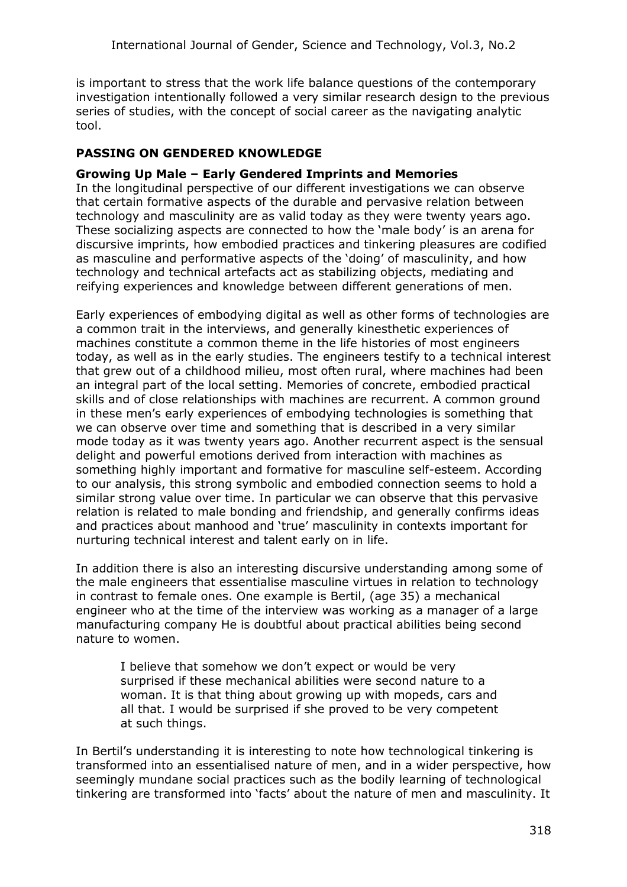is important to stress that the work life balance questions of the contemporary investigation intentionally followed a very similar research design to the previous series of studies, with the concept of social career as the navigating analytic tool.

## PASSING ON GENDERED KNOWLEDGE

### Growing Up Male – Early Gendered Imprints and Memories

In the longitudinal perspective of our different investigations we can observe that certain formative aspects of the durable and pervasive relation between technology and masculinity are as valid today as they were twenty years ago. These socializing aspects are connected to how the 'male body' is an arena for discursive imprints, how embodied practices and tinkering pleasures are codified as masculine and performative aspects of the 'doing' of masculinity, and how technology and technical artefacts act as stabilizing objects, mediating and reifying experiences and knowledge between different generations of men.

Early experiences of embodying digital as well as other forms of technologies are a common trait in the interviews, and generally kinesthetic experiences of machines constitute a common theme in the life histories of most engineers today, as well as in the early studies. The engineers testify to a technical interest that grew out of a childhood milieu, most often rural, where machines had been an integral part of the local setting. Memories of concrete, embodied practical skills and of close relationships with machines are recurrent. A common ground in these men's early experiences of embodying technologies is something that we can observe over time and something that is described in a very similar mode today as it was twenty years ago. Another recurrent aspect is the sensual delight and powerful emotions derived from interaction with machines as something highly important and formative for masculine self-esteem. According to our analysis, this strong symbolic and embodied connection seems to hold a similar strong value over time. In particular we can observe that this pervasive relation is related to male bonding and friendship, and generally confirms ideas and practices about manhood and 'true' masculinity in contexts important for nurturing technical interest and talent early on in life.

In addition there is also an interesting discursive understanding among some of the male engineers that essentialise masculine virtues in relation to technology in contrast to female ones. One example is Bertil, (age 35) a mechanical engineer who at the time of the interview was working as a manager of a large manufacturing company He is doubtful about practical abilities being second nature to women.

> I believe that somehow we don't expect or would be very surprised if these mechanical abilities were second nature to a woman. It is that thing about growing up with mopeds, cars and all that. I would be surprised if she proved to be very competent at such things.

In Bertil's understanding it is interesting to note how technological tinkering is transformed into an essentialised nature of men, and in a wider perspective, how seemingly mundane social practices such as the bodily learning of technological tinkering are transformed into 'facts' about the nature of men and masculinity. It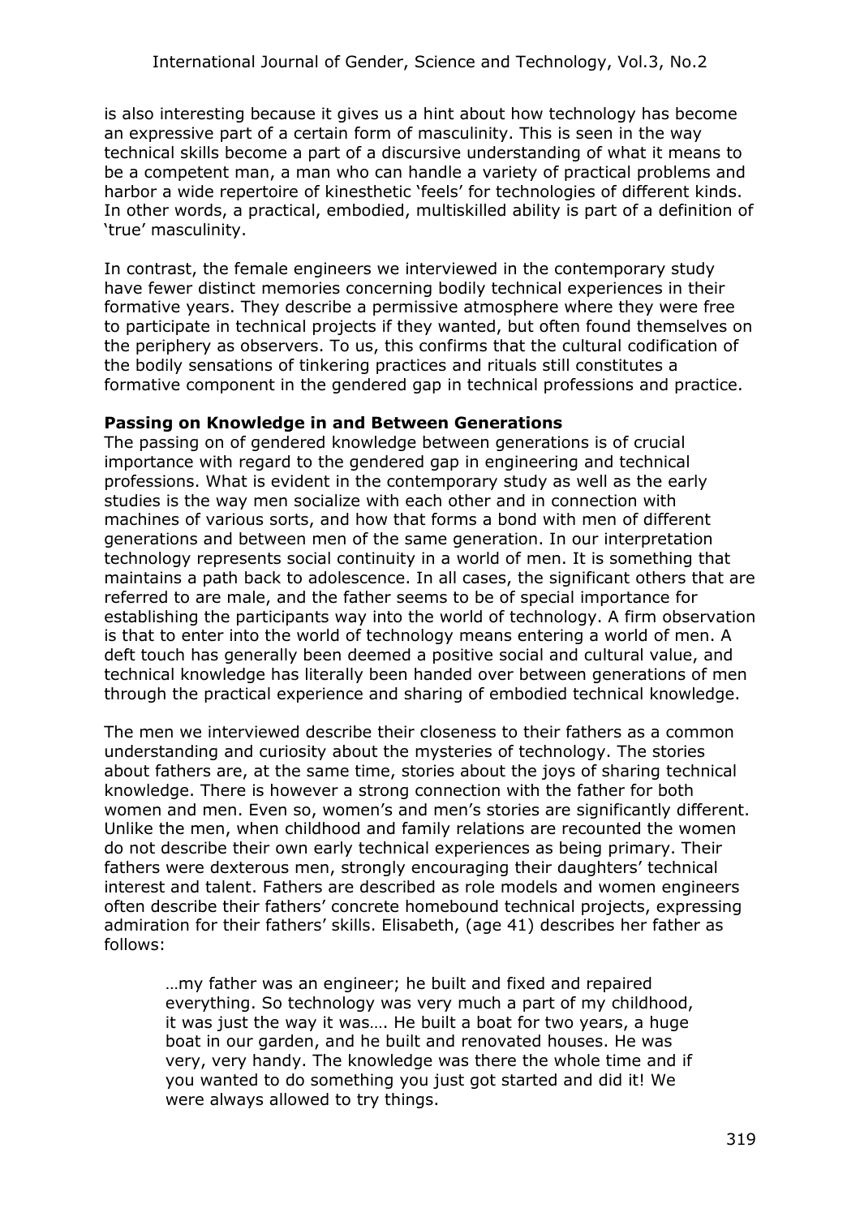is also interesting because it gives us a hint about how technology has become an expressive part of a certain form of masculinity. This is seen in the way technical skills become a part of a discursive understanding of what it means to be a competent man, a man who can handle a variety of practical problems and harbor a wide repertoire of kinesthetic 'feels' for technologies of different kinds. In other words, a practical, embodied, multiskilled ability is part of a definition of 'true' masculinity.

In contrast, the female engineers we interviewed in the contemporary study have fewer distinct memories concerning bodily technical experiences in their formative years. They describe a permissive atmosphere where they were free to participate in technical projects if they wanted, but often found themselves on the periphery as observers. To us, this confirms that the cultural codification of the bodily sensations of tinkering practices and rituals still constitutes a formative component in the gendered gap in technical professions and practice.

**Passing on Knowledge in and Between Generations**

The passing on of gendered knowledge between generations is of crucial importance with regard to the gendered gap in engineering and technical professions. What is evident in the contemporary study as well as the early studies is the way men socialize with each other and in connection with machines of various sorts, and how that forms a bond with men of different generations and between men of the same generation. In our interpretation technology represents social continuity in a world of men. It is something that maintains a path back to adolescence. In all cases, the significant others that are referred to are male, and the father seems to be of special importance for establishing the participants way into the world of technology. A firm observation is that to enter into the world of technology means entering a world of men. A deft touch has generally been deemed a positive social and cultural value, and technical knowledge has literally been handed over between generations of men through the practical experience and sharing of embodied technical knowledge.

The men we interviewed describe their closeness to their fathers as a common understanding and curiosity about the mysteries of technology. The stories about fathers are, at the same time, stories about the joys of sharing technical knowledge. There is however a strong connection with the father for both women and men. Even so, women's and men's stories are significantly different. Unlike the men, when childhood and family relations are recounted the women do not describe their own early technical experiences as being primary. Their fathers were dexterous men, strongly encouraging their daughters' technical interest and talent. Fathers are described as role models and women engineers often describe their fathers' concrete homebound technical projects, expressing admiration for their fathers' skills. Elisabeth, (age 41) describes her father as follows:

> …my father was an engineer; he built and fixed and repaired everything. So technology was very much a part of my childhood, it was just the way it was…. He built a boat for two years, a huge boat in our garden, and he built and renovated houses. He was very, very handy. The knowledge was there the whole time and if you wanted to do something you just got started and did it! We were always allowed to try things.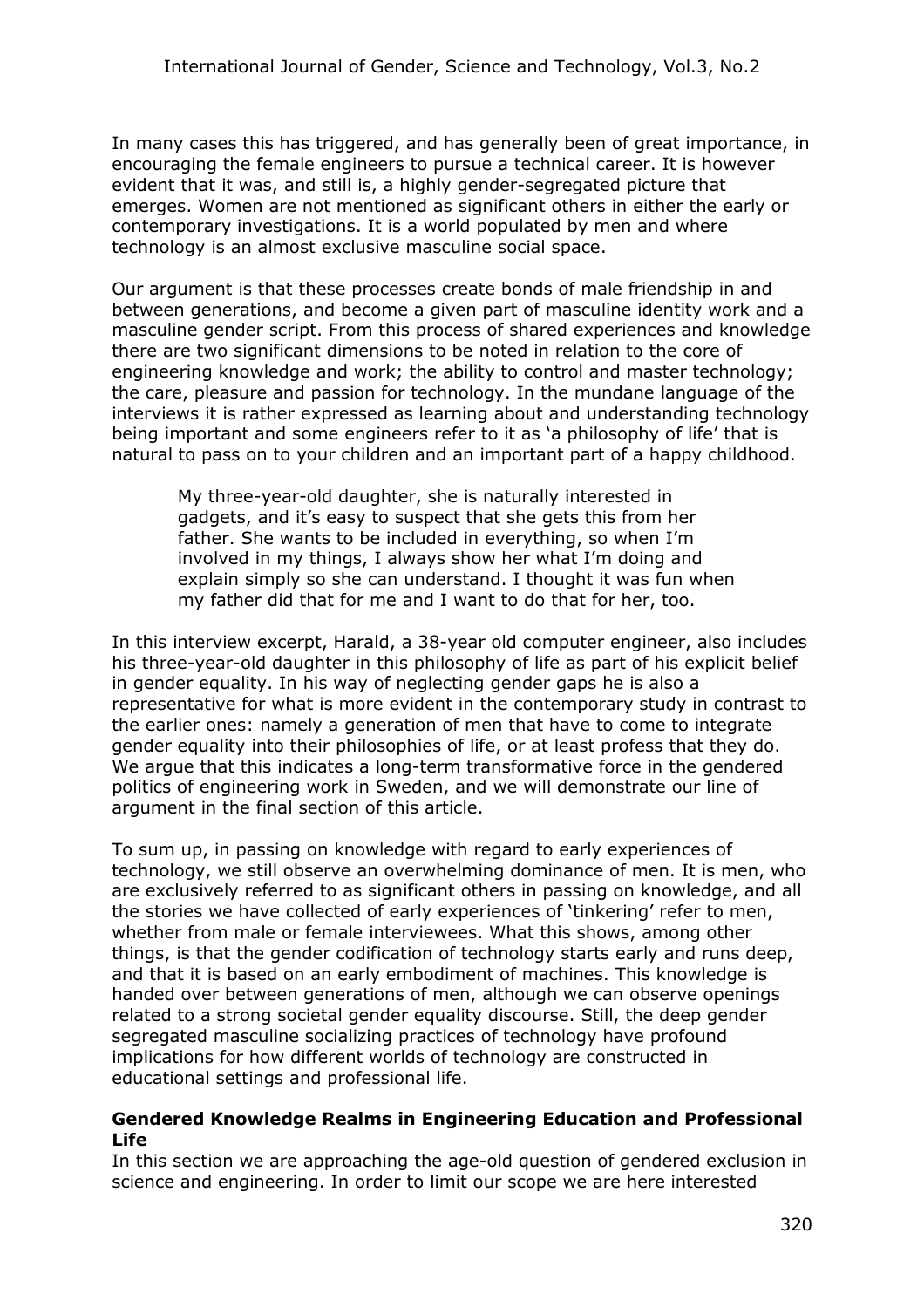In many cases this has triggered, and has generally been of great importance, in encouraging the female engineers to pursue a technical career. It is however evident that it was, and still is, a highly gender-segregated picture that emerges. Women are not mentioned as significant others in either the early or contemporary investigations. It is a world populated by men and where technology is an almost exclusive masculine social space.

Our argument is that these processes create bonds of male friendship in and between generations, and become a given part of masculine identity work and a masculine gender script. From this process of shared experiences and knowledge there are two significant dimensions to be noted in relation to the core of engineering knowledge and work; the ability to control and master technology; the care, pleasure and passion for technology. In the mundane language of the interviews it is rather expressed as learning about and understanding technology being important and some engineers refer to it as 'a philosophy of life' that is natural to pass on to your children and an important part of a happy childhood.

> My three-year-old daughter, she is naturally interested in gadgets, and it's easy to suspect that she gets this from her father. She wants to be included in everything, so when I'm involved in my things, I always show her what I'm doing and explain simply so she can understand. I thought it was fun when my father did that for me and I want to do that for her, too.

In this interview excerpt, Harald, a 38-year old computer engineer, also includes his three-year-old daughter in this philosophy of life as part of his explicit belief in gender equality. In his way of neglecting gender gaps he is also a representative for what is more evident in the contemporary study in contrast to the earlier ones: namely a generation of men that have to come to integrate gender equality into their philosophies of life, or at least profess that they do. We argue that this indicates a long-term transformative force in the gendered politics of engineering work in Sweden, and we will demonstrate our line of argument in the final section of this article.

To sum up, in passing on knowledge with regard to early experiences of technology, we still observe an overwhelming dominance of men. It is men, who are exclusively referred to as significant others in passing on knowledge, and all the stories we have collected of early experiences of 'tinkering' refer to men, whether from male or female interviewees. What this shows, among other things, is that the gender codification of technology starts early and runs deep, and that it is based on an early embodiment of machines. This knowledge is handed over between generations of men, although we can observe openings related to a strong societal gender equality discourse. Still, the deep gender segregated masculine socializing practices of technology have profound implications for how different worlds of technology are constructed in educational settings and professional life.

**Gendered Knowledge Realms in Engineering Education and Professional Life**

In this section we are approaching the age-old question of gendered exclusion in science and engineering. In order to limit our scope we are here interested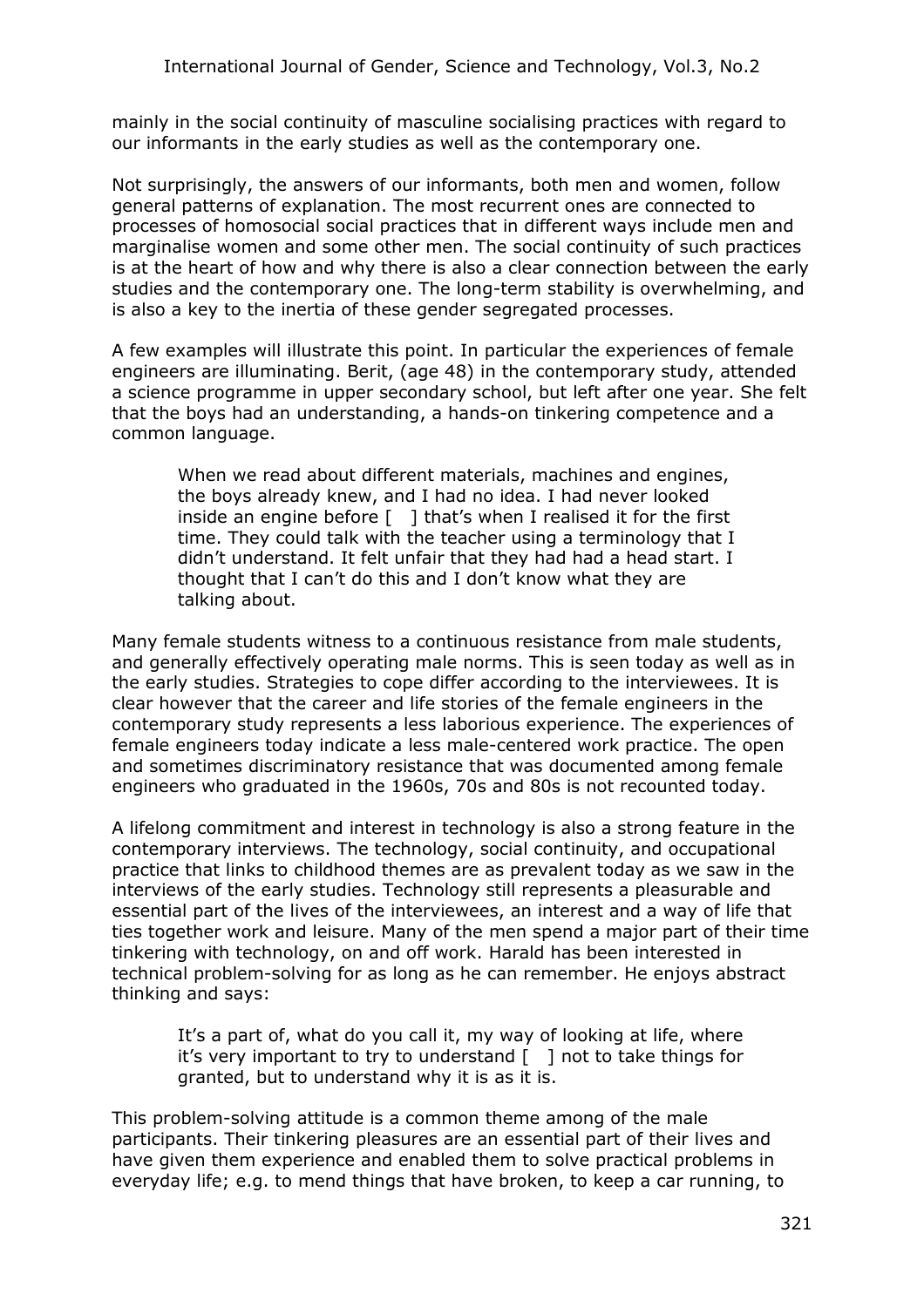mainly in the social continuity of masculine socialising practices with regard to our informants in the early studies as well as the contemporary one.

Not surprisingly, the answers of our informants, both men and women, follow general patterns of explanation. The most recurrent ones are connected to processes of homosocial social practices that in different ways include men and marginalise women and some other men. The social continuity of such practices is at the heart of how and why there is also a clear connection between the early studies and the contemporary one. The long-term stability is overwhelming, and is also a key to the inertia of these gender segregated processes.

A few examples will illustrate this point. In particular the experiences of female engineers are illuminating. Berit, (age 48) in the contemporary study, attended a science programme in upper secondary school, but left after one year. She felt that the boys had an understanding, a hands-on tinkering competence and a common language.

> When we read about different materials, machines and engines, the boys already knew, and I had no idea. I had never looked inside an engine before [ ] that's when I realised it for the first time. They could talk with the teacher using a terminology that I didn't understand. It felt unfair that they had had a head start. I thought that I can't do this and I don't know what they are talking about.

Many female students witness to a continuous resistance from male students, and generally effectively operating male norms. This is seen today as well as in the early studies. Strategies to cope differ according to the interviewees. It is clear however that the career and life stories of the female engineers in the contemporary study represents a less laborious experience. The experiences of female engineers today indicate a less male-centered work practice. The open and sometimes discriminatory resistance that was documented among female engineers who graduated in the 1960s, 70s and 80s is not recounted today.

A lifelong commitment and interest in technology is also a strong feature in the contemporary interviews. The technology, social continuity, and occupational practice that links to childhood themes are as prevalent today as we saw in the interviews of the early studies. Technology still represents a pleasurable and essential part of the lives of the interviewees, an interest and a way of life that ties together work and leisure. Many of the men spend a major part of their time tinkering with technology, on and off work. Harald has been interested in technical problem-solving for as long as he can remember. He enjoys abstract thinking and says:

> It's a part of, what do you call it, my way of looking at life, where it's very important to try to understand [ ] not to take things for granted, but to understand why it is as it is.

This problem-solving attitude is a common theme among of the male participants. Their tinkering pleasures are an essential part of their lives and have given them experience and enabled them to solve practical problems in everyday life; e.g. to mend things that have broken, to keep a car running, to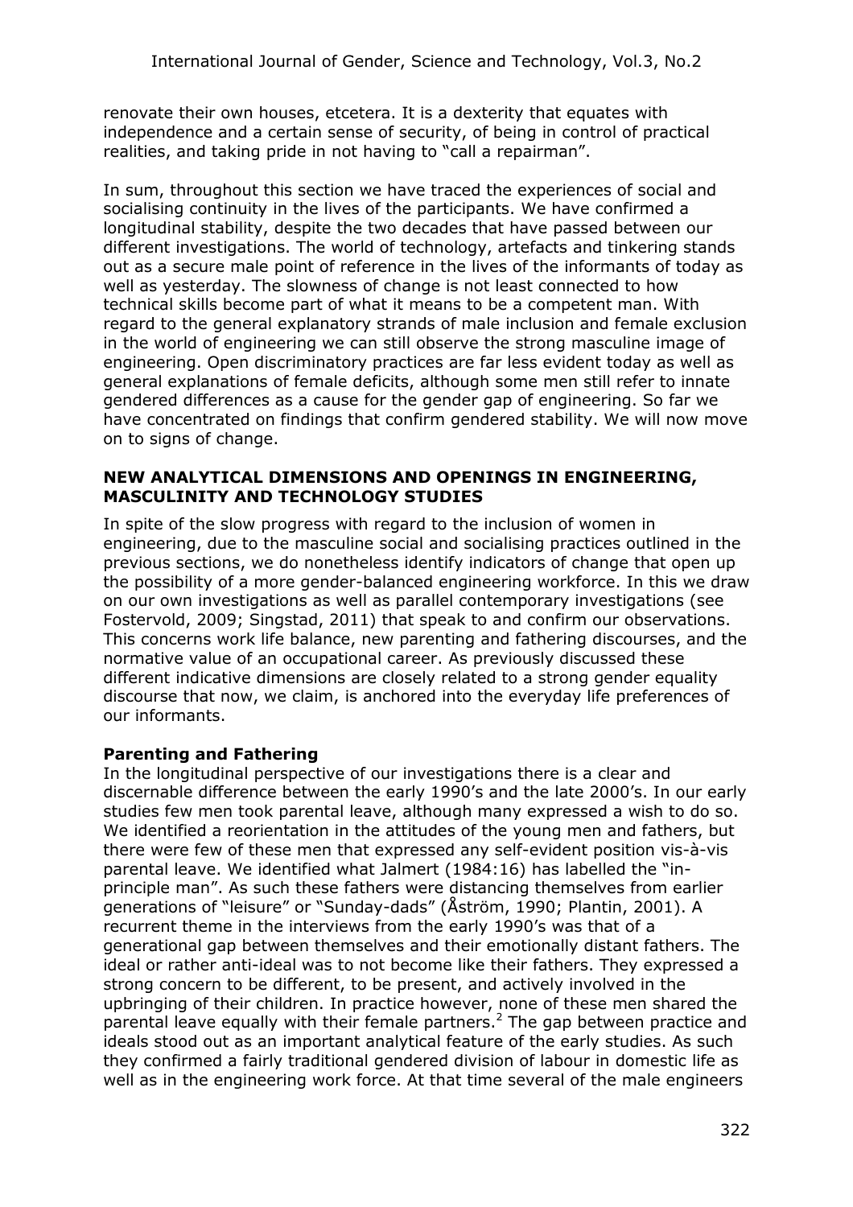renovate their own houses, etcetera. It is a dexterity that equates with independence and a certain sense of security, of being in control of practical realities, and taking pride in not having to "call a repairman".

In sum, throughout this section we have traced the experiences of social and socialising continuity in the lives of the participants. We have confirmed a longitudinal stability, despite the two decades that have passed between our different investigations. The world of technology, artefacts and tinkering stands out as a secure male point of reference in the lives of the informants of today as well as yesterday. The slowness of change is not least connected to how technical skills become part of what it means to be a competent man. With regard to the general explanatory strands of male inclusion and female exclusion in the world of engineering we can still observe the strong masculine image of engineering. Open discriminatory practices are far less evident today as well as general explanations of female deficits, although some men still refer to innate gendered differences as a cause for the gender gap of engineering. So far we have concentrated on findings that confirm gendered stability. We will now move on to signs of change.

## NEW ANALYTICAL DIMENSIONS AND OPENINGS IN ENGINEERING, MASCULINITY AND TECHNOLOGY STUDIES

In spite of the slow progress with regard to the inclusion of women in engineering, due to the masculine social and socialising practices outlined in the previous sections, we do nonetheless identify indicators of change that open up the possibility of a more gender-balanced engineering workforce. In this we draw on our own investigations as well as parallel contemporary investigations (see Fostervold, 2009; Singstad, 2011) that speak to and confirm our observations. This concerns work life balance, new parenting and fathering discourses, and the normative value of an occupational career. As previously discussed these different indicative dimensions are closely related to a strong gender equality discourse that now, we claim, is anchored into the everyday life preferences of our informants.

### Parenting and Fathering

In the longitudinal perspective of our investigations there is a clear and discernable difference between the early 1990's and the late 2000's. In our early studies few men took parental leave, although many expressed a wish to do so. We identified a reorientation in the attitudes of the young men and fathers, but there were few of these men that expressed any self-evident position vis-à-vis parental leave. We identified what Jalmert (1984:16) has labelled the "in-principle man". As such these fathers were distancing themselves from earlier generations of "leisure" or "Sunday-dads" (Åström, 1990; Plantin, 2001). A recurrent theme in the interviews from the early 1990's was that of a generational gap between themselves and their emotionally distant fathers. The ideal or rather anti-ideal was to not become like their fathers. They expressed a strong concern to be different, to be present, and actively involved in the upbringing of their children. In practice however, none of these men shared the parental leave equally with their female partners.[2] The gap between practice and ideals stood out as an important analytical feature of the early studies. As such they confirmed a fairly traditional gendered division of labour in domestic life as well as in the engineering work force. At that time several of the male engineers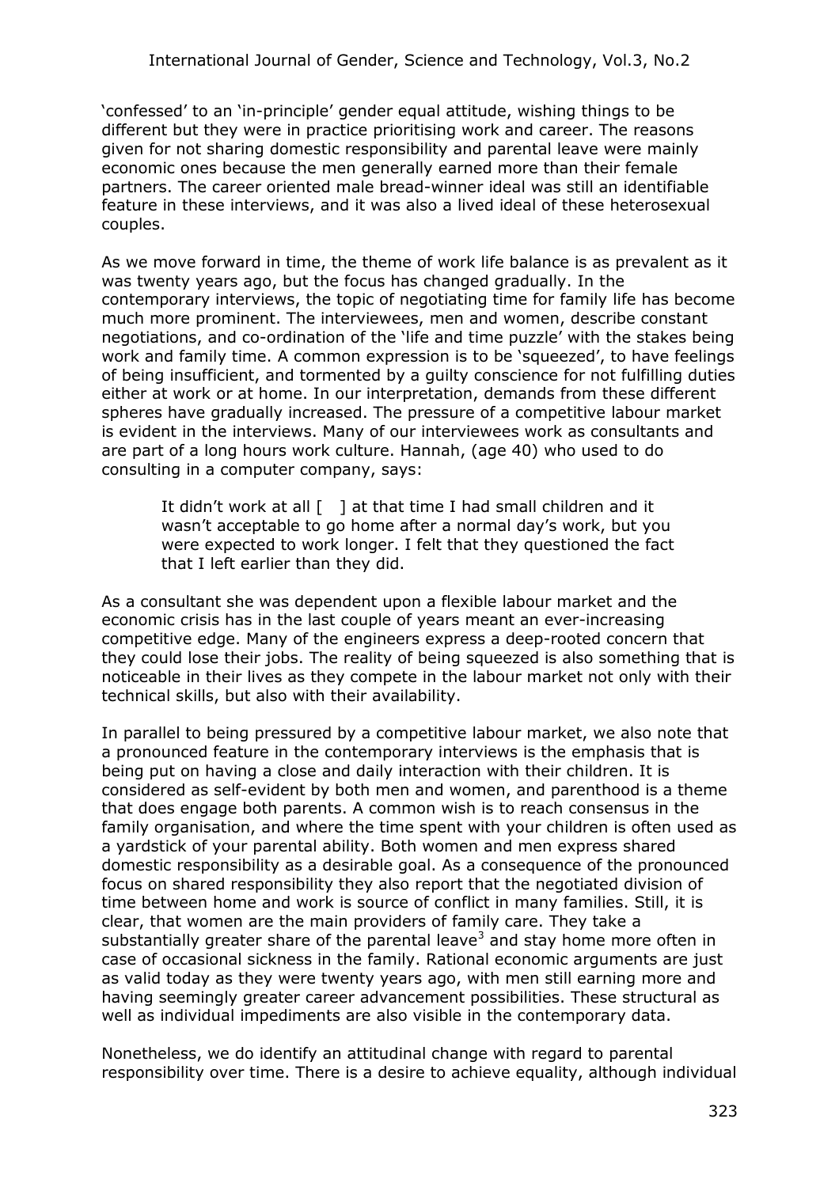'confessed' to an 'in-principle' gender equal attitude, wishing things to be different but they were in practice prioritising work and career. The reasons given for not sharing domestic responsibility and parental leave were mainly economic ones because the men generally earned more than their female partners. The career oriented male bread-winner ideal was still an identifiable feature in these interviews, and it was also a lived ideal of these heterosexual couples.

As we move forward in time, the theme of work life balance is as prevalent as it was twenty years ago, but the focus has changed gradually. In the contemporary interviews, the topic of negotiating time for family life has become much more prominent. The interviewees, men and women, describe constant negotiations, and co-ordination of the 'life and time puzzle' with the stakes being work and family time. A common expression is to be 'squeezed', to have feelings of being insufficient, and tormented by a guilty conscience for not fulfilling duties either at work or at home. In our interpretation, demands from these different spheres have gradually increased. The pressure of a competitive labour market is evident in the interviews. Many of our interviewees work as consultants and are part of a long hours work culture. Hannah, (age 40) who used to do consulting in a computer company, says:

> It didn't work at all [ ] at that time I had small children and it wasn't acceptable to go home after a normal day's work, but you were expected to work longer. I felt that they questioned the fact that I left earlier than they did.

As a consultant she was dependent upon a flexible labour market and the economic crisis has in the last couple of years meant an ever-increasing competitive edge. Many of the engineers express a deep-rooted concern that they could lose their jobs. The reality of being squeezed is also something that is noticeable in their lives as they compete in the labour market not only with their technical skills, but also with their availability.

In parallel to being pressured by a competitive labour market, we also note that a pronounced feature in the contemporary interviews is the emphasis that is being put on having a close and daily interaction with their children. It is considered as self-evident by both men and women, and parenthood is a theme that does engage both parents. A common wish is to reach consensus in the family organisation, and where the time spent with your children is often used as a yardstick of your parental ability. Both women and men express shared domestic responsibility as a desirable goal. As a consequence of the pronounced focus on shared responsibility they also report that the negotiated division of time between home and work is source of conflict in many families. Still, it is clear, that women are the main providers of family care. They take a substantially greater share of the parental leave[3] and stay home more often in case of occasional sickness in the family. Rational economic arguments are just as valid today as they were twenty years ago, with men still earning more and having seemingly greater career advancement possibilities. These structural as well as individual impediments are also visible in the contemporary data.

Nonetheless, we do identify an attitudinal change with regard to parental responsibility over time. There is a desire to achieve equality, although individual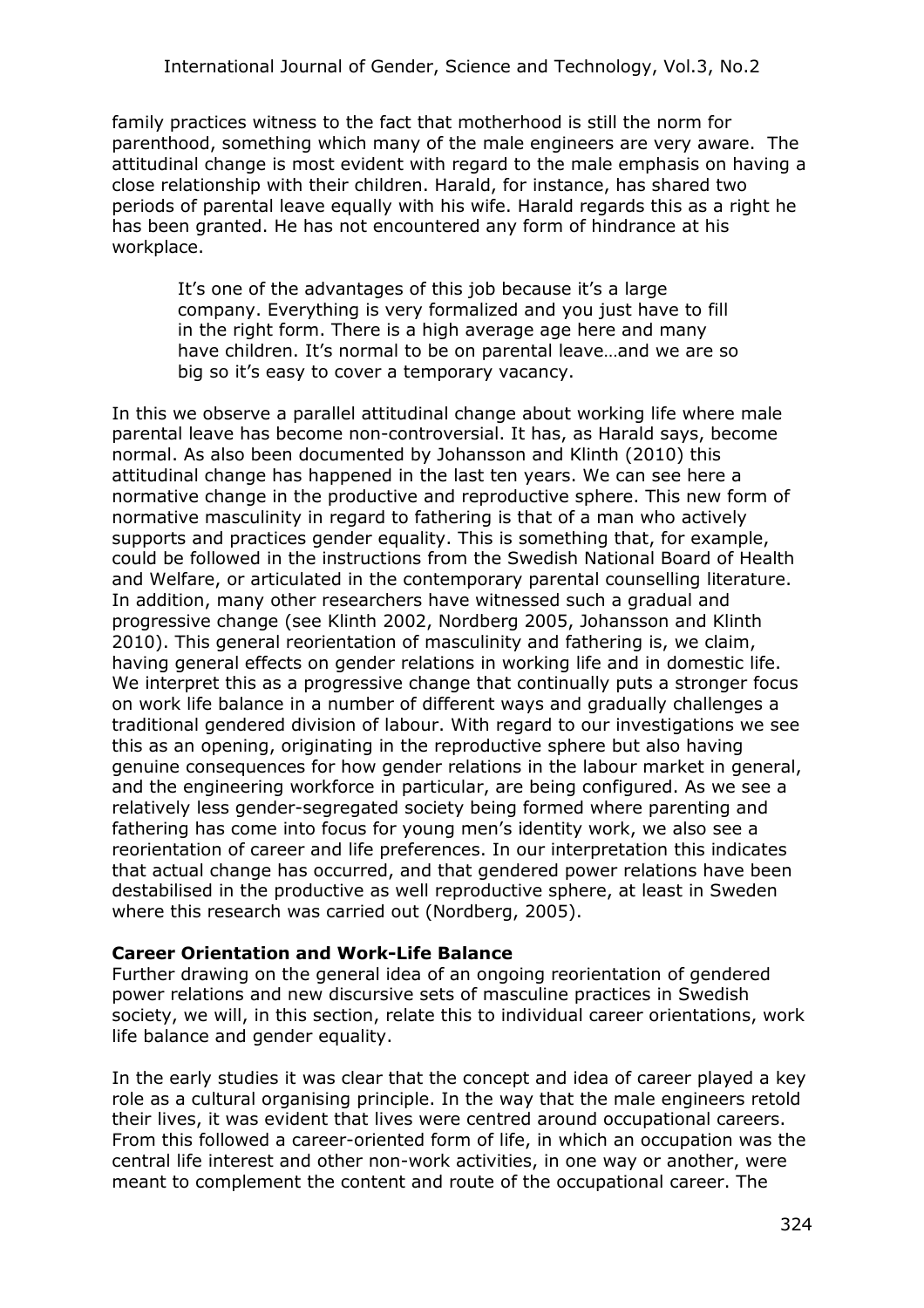family practices witness to the fact that motherhood is still the norm for parenthood, something which many of the male engineers are very aware. The attitudinal change is most evident with regard to the male emphasis on having a close relationship with their children. Harald, for instance, has shared two periods of parental leave equally with his wife. Harald regards this as a right he has been granted. He has not encountered any form of hindrance at his workplace.

> It's one of the advantages of this job because it's a large company. Everything is very formalized and you just have to fill in the right form. There is a high average age here and many have children. It's normal to be on parental leave…and we are so big so it's easy to cover a temporary vacancy.

In this we observe a parallel attitudinal change about working life where male parental leave has become non-controversial. It has, as Harald says, become normal. As also been documented by Johansson and Klinth (2010) this attitudinal change has happened in the last ten years. We can see here a normative change in the productive and reproductive sphere. This new form of normative masculinity in regard to fathering is that of a man who actively supports and practices gender equality. This is something that, for example, could be followed in the instructions from the Swedish National Board of Health and Welfare, or articulated in the contemporary parental counselling literature. In addition, many other researchers have witnessed such a gradual and progressive change (see Klinth 2002, Nordberg 2005, Johansson and Klinth 2010). This general reorientation of masculinity and fathering is, we claim, having general effects on gender relations in working life and in domestic life. We interpret this as a progressive change that continually puts a stronger focus on work life balance in a number of different ways and gradually challenges a traditional gendered division of labour. With regard to our investigations we see this as an opening, originating in the reproductive sphere but also having genuine consequences for how gender relations in the labour market in general, and the engineering workforce in particular, are being configured. As we see a relatively less gender-segregated society being formed where parenting and fathering has come into focus for young men's identity work, we also see a reorientation of career and life preferences. In our interpretation this indicates that actual change has occurred, and that gendered power relations have been destabilised in the productive as well reproductive sphere, at least in Sweden where this research was carried out (Nordberg, 2005).

**Career Orientation and Work-Life Balance**

Further drawing on the general idea of an ongoing reorientation of gendered power relations and new discursive sets of masculine practices in Swedish society, we will, in this section, relate this to individual career orientations, work life balance and gender equality.

In the early studies it was clear that the concept and idea of career played a key role as a cultural organising principle. In the way that the male engineers retold their lives, it was evident that lives were centred around occupational careers. From this followed a career-oriented form of life, in which an occupation was the central life interest and other non-work activities, in one way or another, were meant to complement the content and route of the occupational career. The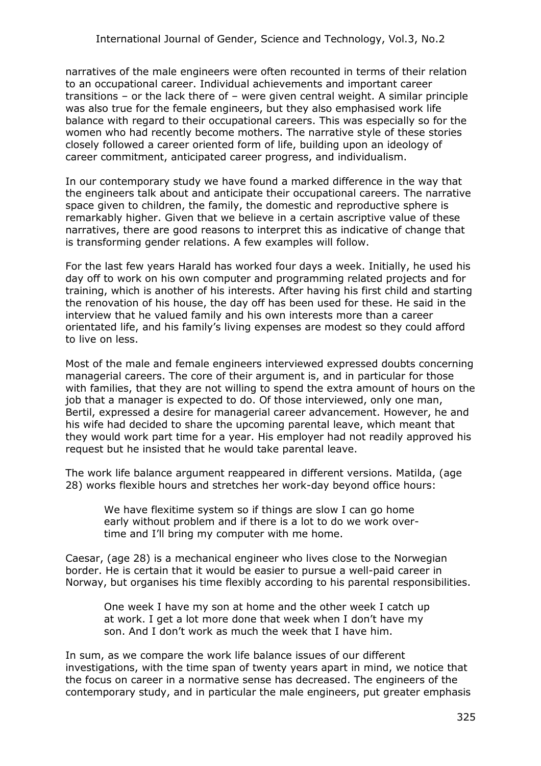narratives of the male engineers were often recounted in terms of their relation to an occupational career. Individual achievements and important career transitions – or the lack there of – were given central weight. A similar principle was also true for the female engineers, but they also emphasised work life balance with regard to their occupational careers. This was especially so for the women who had recently become mothers. The narrative style of these stories closely followed a career oriented form of life, building upon an ideology of career commitment, anticipated career progress, and individualism.

In our contemporary study we have found a marked difference in the way that the engineers talk about and anticipate their occupational careers. The narrative space given to children, the family, the domestic and reproductive sphere is remarkably higher. Given that we believe in a certain ascriptive value of these narratives, there are good reasons to interpret this as indicative of change that is transforming gender relations. A few examples will follow.

For the last few years Harald has worked four days a week. Initially, he used his day off to work on his own computer and programming related projects and for training, which is another of his interests. After having his first child and starting the renovation of his house, the day off has been used for these. He said in the interview that he valued family and his own interests more than a career orientated life, and his family's living expenses are modest so they could afford to live on less.

Most of the male and female engineers interviewed expressed doubts concerning managerial careers. The core of their argument is, and in particular for those with families, that they are not willing to spend the extra amount of hours on the job that a manager is expected to do. Of those interviewed, only one man, Bertil, expressed a desire for managerial career advancement. However, he and his wife had decided to share the upcoming parental leave, which meant that they would work part time for a year. His employer had not readily approved his request but he insisted that he would take parental leave.

The work life balance argument reappeared in different versions. Matilda, (age 28) works flexible hours and stretches her work-day beyond office hours:

> We have flexitime system so if things are slow I can go home early without problem and if there is a lot to do we work over-time and I'll bring my computer with me home.

Caesar, (age 28) is a mechanical engineer who lives close to the Norwegian border. He is certain that it would be easier to pursue a well-paid career in Norway, but organises his time flexibly according to his parental responsibilities.

> One week I have my son at home and the other week I catch up at work. I get a lot more done that week when I don't have my son. And I don't work as much the week that I have him.

In sum, as we compare the work life balance issues of our different investigations, with the time span of twenty years apart in mind, we notice that the focus on career in a normative sense has decreased. The engineers of the contemporary study, and in particular the male engineers, put greater emphasis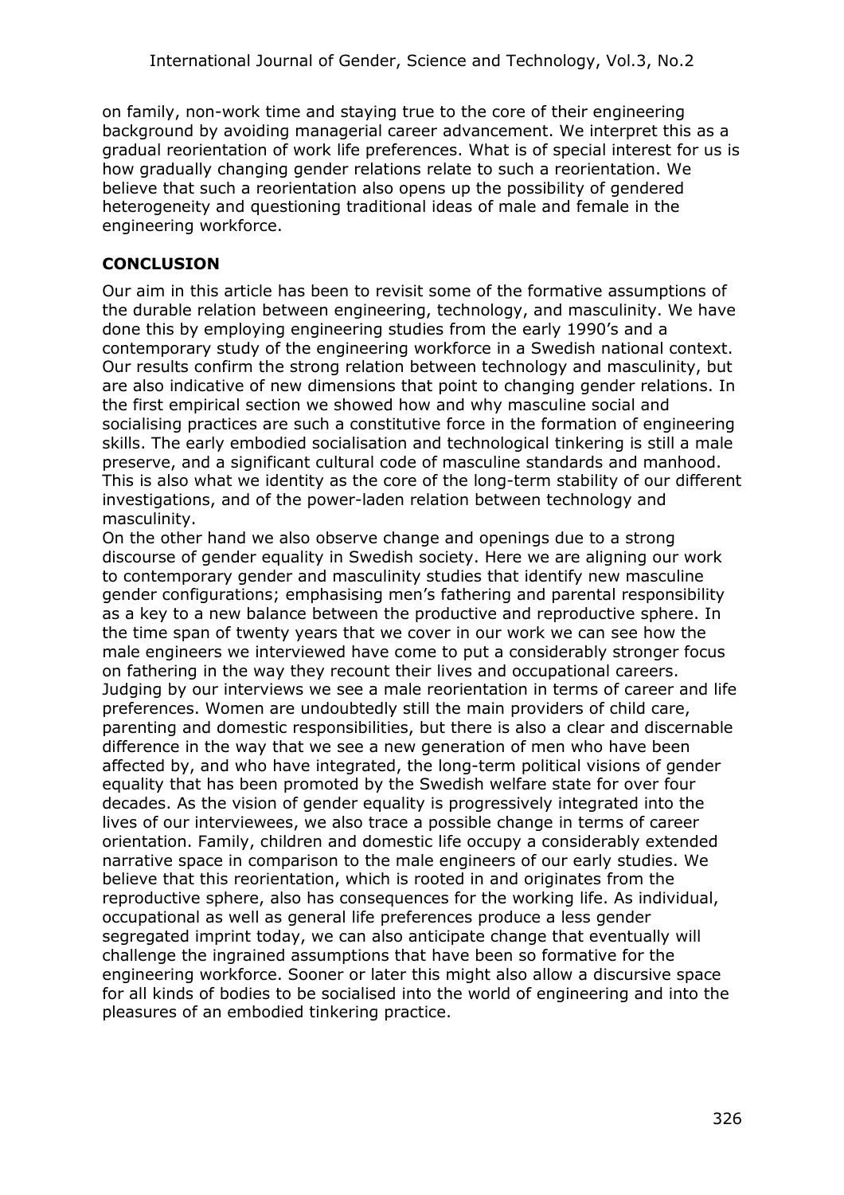on family, non-work time and staying true to the core of their engineering background by avoiding managerial career advancement. We interpret this as a gradual reorientation of work life preferences. What is of special interest for us is how gradually changing gender relations relate to such a reorientation. We believe that such a reorientation also opens up the possibility of gendered heterogeneity and questioning traditional ideas of male and female in the engineering workforce.

## CONCLUSION

Our aim in this article has been to revisit some of the formative assumptions of the durable relation between engineering, technology, and masculinity. We have done this by employing engineering studies from the early 1990's and a contemporary study of the engineering workforce in a Swedish national context. Our results confirm the strong relation between technology and masculinity, but are also indicative of new dimensions that point to changing gender relations. In the first empirical section we showed how and why masculine social and socialising practices are such a constitutive force in the formation of engineering skills. The early embodied socialisation and technological tinkering is still a male preserve, and a significant cultural code of masculine standards and manhood. This is also what we identity as the core of the long-term stability of our different investigations, and of the power-laden relation between technology and masculinity.

On the other hand we also observe change and openings due to a strong discourse of gender equality in Swedish society. Here we are aligning our work to contemporary gender and masculinity studies that identify new masculine gender configurations; emphasising men's fathering and parental responsibility as a key to a new balance between the productive and reproductive sphere. In the time span of twenty years that we cover in our work we can see how the male engineers we interviewed have come to put a considerably stronger focus on fathering in the way they recount their lives and occupational careers. Judging by our interviews we see a male reorientation in terms of career and life preferences. Women are undoubtedly still the main providers of child care, parenting and domestic responsibilities, but there is also a clear and discernable difference in the way that we see a new generation of men who have been affected by, and who have integrated, the long-term political visions of gender equality that has been promoted by the Swedish welfare state for over four decades. As the vision of gender equality is progressively integrated into the lives of our interviewees, we also trace a possible change in terms of career orientation. Family, children and domestic life occupy a considerably extended narrative space in comparison to the male engineers of our early studies. We believe that this reorientation, which is rooted in and originates from the reproductive sphere, also has consequences for the working life. As individual, occupational as well as general life preferences produce a less gender segregated imprint today, we can also anticipate change that eventually will challenge the ingrained assumptions that have been so formative for the engineering workforce. Sooner or later this might also allow a discursive space for all kinds of bodies to be socialised into the world of engineering and into the pleasures of an embodied tinkering practice.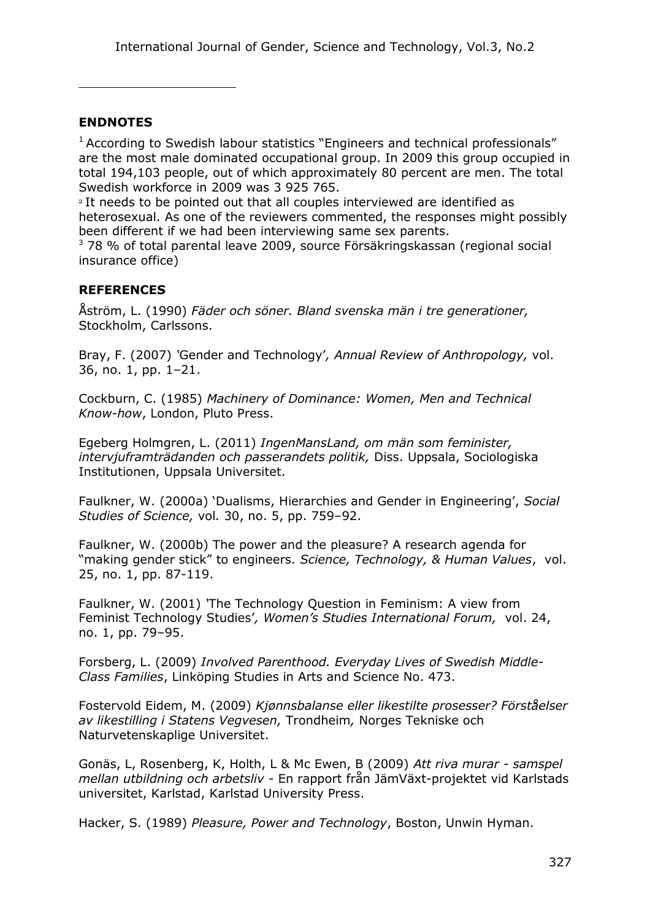## ENDNOTES

[1] According to Swedish labour statistics "Engineers and technical professionals" are the most male dominated occupational group. In 2009 this group occupied in total 194,103 people, out of which approximately 80 percent are men. The total Swedish workforce in 2009 was 3 925 765.

[2] It needs to be pointed out that all couples interviewed are identified as heterosexual. As one of the reviewers commented, the responses might possibly been different if we had been interviewing same sex parents.

[3] 78 % of total parental leave 2009, source Försäkringskassan (regional social insurance office)

## REFERENCES

Åström, L. (1990) *Fäder och söner. Bland svenska män i tre generationer,* Stockholm, Carlssons.

Bray, F. (2007) 'Gender and Technology'*, Annual Review of Anthropology,* vol. 36, no. 1, pp. 1–21.

Cockburn, C. (1985) *Machinery of Dominance: Women, Men and Technical Know-how*, London, Pluto Press.

Egeberg Holmgren, L. (2011) *IngenMansLand, om män som feminister, intervjuframträdanden och passerandets politik,* Diss. Uppsala, Sociologiska Institutionen, Uppsala Universitet.

Faulkner, W. (2000a) 'Dualisms, Hierarchies and Gender in Engineering', *Social Studies of Science,* vol*.* 30, no. 5, pp. 759–92.

Faulkner, W. (2000b) The power and the pleasure? A research agenda for "making gender stick" to engineers*. Science, Technology, & Human Values*, vol. 25, no. 1, pp. 87-119.

Faulkner, W. (2001) 'The Technology Question in Feminism: A view from Feminist Technology Studies'*, Women's Studies International Forum,* vol. 24, no. 1, pp. 79–95.

Forsberg, L. (2009) *Involved Parenthood. Everyday Lives of Swedish Middle-Class Families*, Linköping Studies in Arts and Science No. 473.

Fostervold Eidem, M. (2009) *Kjønnsbalanse eller likestilte prosesser? Förståelser av likestilling i Statens Vegvesen,* Trondheim*,* Norges Tekniske och Naturvetenskaplige Universitet.

Gonäs, L, Rosenberg, K, Holth, L & Mc Ewen, B (2009) *Att riva murar - samspel mellan utbildning och arbetsliv* - En rapport från JämVäxt-projektet vid Karlstads universitet, Karlstad, Karlstad University Press.

Hacker, S. (1989) *Pleasure, Power and Technology*, Boston, Unwin Hyman.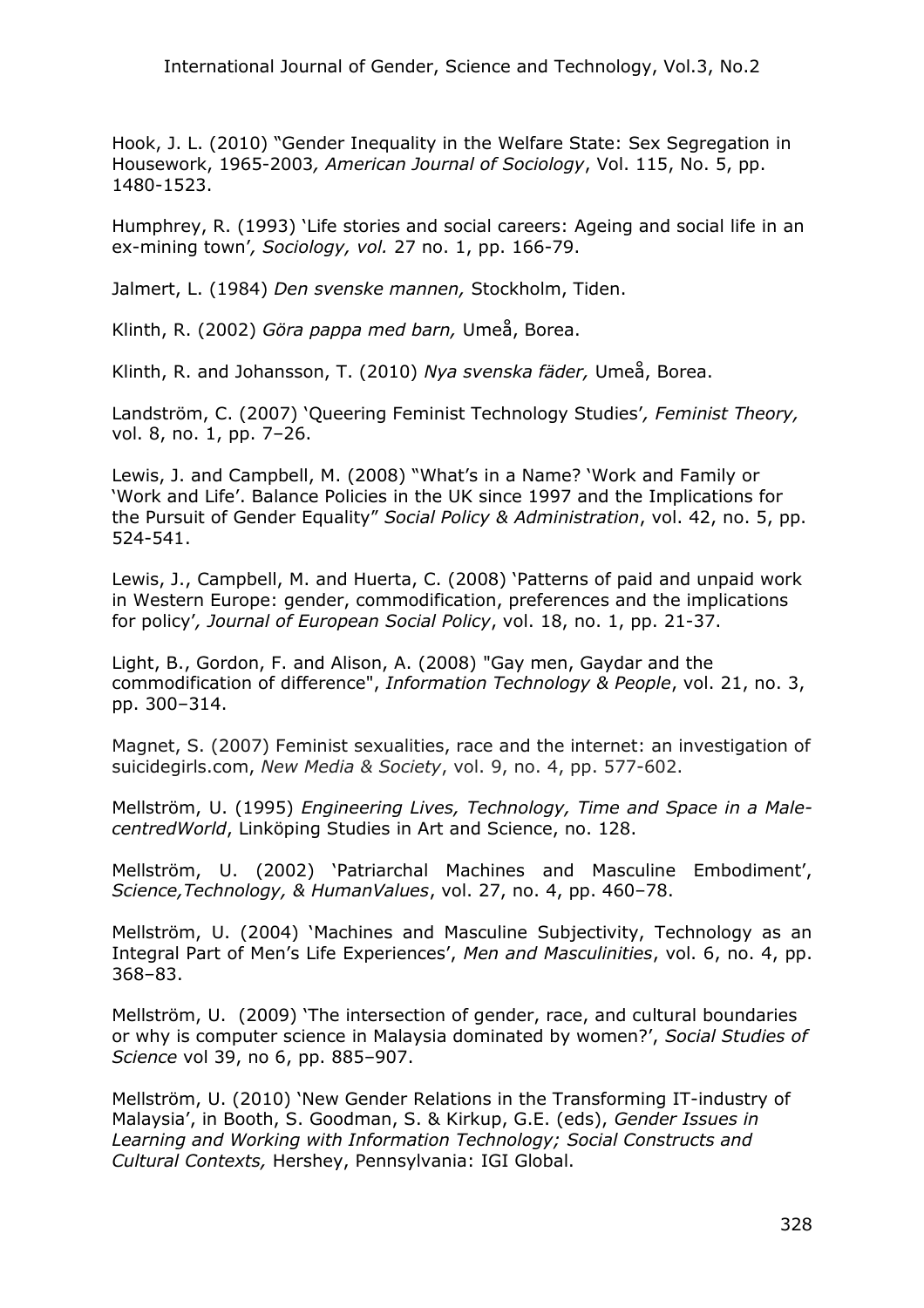Hook, J. L. (2010) "Gender Inequality in the Welfare State: Sex Segregation in Housework, 1965-2003*, American Journal of Sociology*, Vol. 115, No. 5, pp. 1480-1523.

Humphrey, R. (1993) 'Life stories and social careers: Ageing and social life in an ex-mining town'*, Sociology, vol.* 27 no. 1, pp. 166-79.

Jalmert, L. (1984) *Den svenske mannen,* Stockholm, Tiden.

Klinth, R. (2002) *Göra pappa med barn,* Umeå, Borea.

Klinth, R. and Johansson, T. (2010) *Nya svenska fäder,* Umeå, Borea.

Landström, C. (2007) 'Queering Feminist Technology Studies'*, Feminist Theory,* vol. 8, no. 1, pp. 7–26.

Lewis, J. and Campbell, M. (2008) "What's in a Name? 'Work and Family or 'Work and Life'. Balance Policies in the UK since 1997 and the Implications for the Pursuit of Gender Equality" *Social Policy & Administration*, vol. 42, no. 5, pp. 524-541.

Lewis, J., Campbell, M. and Huerta, C. (2008) 'Patterns of paid and unpaid work in Western Europe: gender, commodification, preferences and the implications for policy'*, Journal of European Social Policy*, vol. 18, no. 1, pp. 21-37.

Light, B., Gordon, F. and Alison, A. (2008) "Gay men, Gaydar and the commodification of difference", *Information Technology & People*, vol. 21, no. 3, pp. 300–314.

Magnet, S. (2007) Feminist sexualities, race and the internet: an investigation of suicidegirls.com, *New Media & Society*, vol. 9, no. 4, pp. 577-602.

Mellström, U. (1995) *Engineering Lives, Technology, Time and Space in a Male-centredWorld*, Linköping Studies in Art and Science, no. 128.

Mellström, U. (2002) 'Patriarchal Machines and Masculine Embodiment', *Science,Technology, & HumanValues*, vol. 27, no. 4, pp. 460–78.

Mellström, U. (2004) 'Machines and Masculine Subjectivity, Technology as an Integral Part of Men's Life Experiences', *Men and Masculinities*, vol. 6, no. 4, pp. 368–83.

Mellström, U. (2009) 'The intersection of gender, race, and cultural boundaries or why is computer science in Malaysia dominated by women?', *Social Studies of Science* vol 39, no 6, pp. 885–907.

Mellström, U. (2010) 'New Gender Relations in the Transforming IT-industry of Malaysia', in Booth, S. Goodman, S. & Kirkup, G.E. (eds), *Gender Issues in Learning and Working with Information Technology; Social Constructs and Cultural Contexts,* Hershey, Pennsylvania: IGI Global.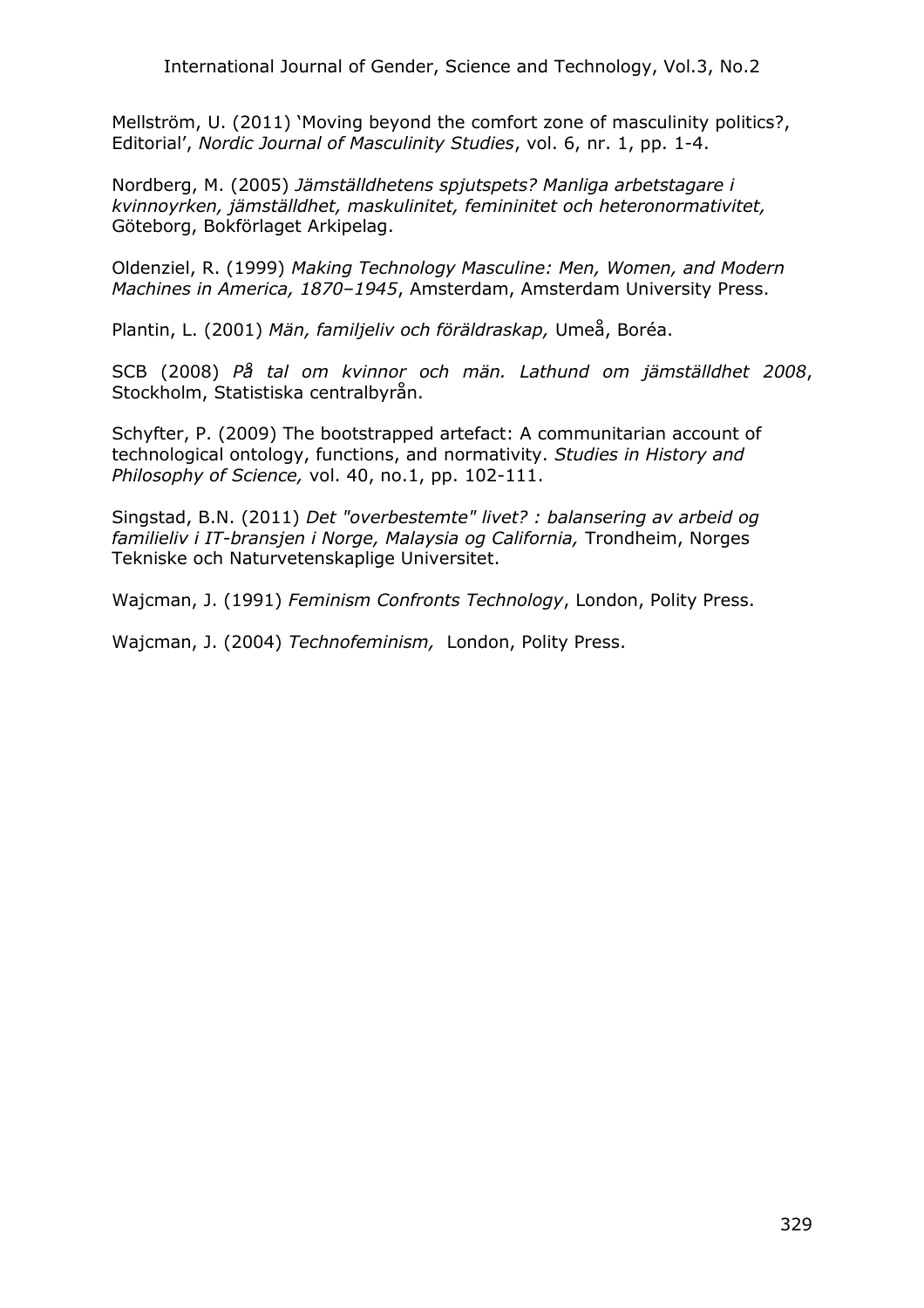Mellström, U. (2011) 'Moving beyond the comfort zone of masculinity politics?, Editorial', *Nordic Journal of Masculinity Studies*, vol. 6, nr. 1, pp. 1-4.

Nordberg, M. (2005) *Jämställdhetens spjutspets? Manliga arbetstagare i kvinnoyrken, jämställdhet, maskulinitet, femininitet och heteronormativitet,* Göteborg, Bokförlaget Arkipelag.

Oldenziel, R. (1999) *Making Technology Masculine: Men, Women, and Modern Machines in America, 1870–1945*, Amsterdam, Amsterdam University Press.

Plantin, L. (2001) *Män, familjeliv och föräldraskap,* Umeå, Boréa.

SCB (2008) *På tal om kvinnor och män. Lathund om jämställdhet 2008*, Stockholm, Statistiska centralbyrån.

Schyfter, P. (2009) The bootstrapped artefact: A communitarian account of technological ontology, functions, and normativity. *Studies in History and Philosophy of Science,* vol. 40, no.1, pp. 102-111.

Singstad, B.N. (2011) *Det "overbestemte" livet? : balansering av arbeid og familieliv i IT-bransjen i Norge, Malaysia og California,* Trondheim, Norges Tekniske och Naturvetenskaplige Universitet.

Wajcman, J. (1991) *Feminism Confronts Technology*, London, Polity Press.

Wajcman, J. (2004) *Technofeminism,* London, Polity Press.